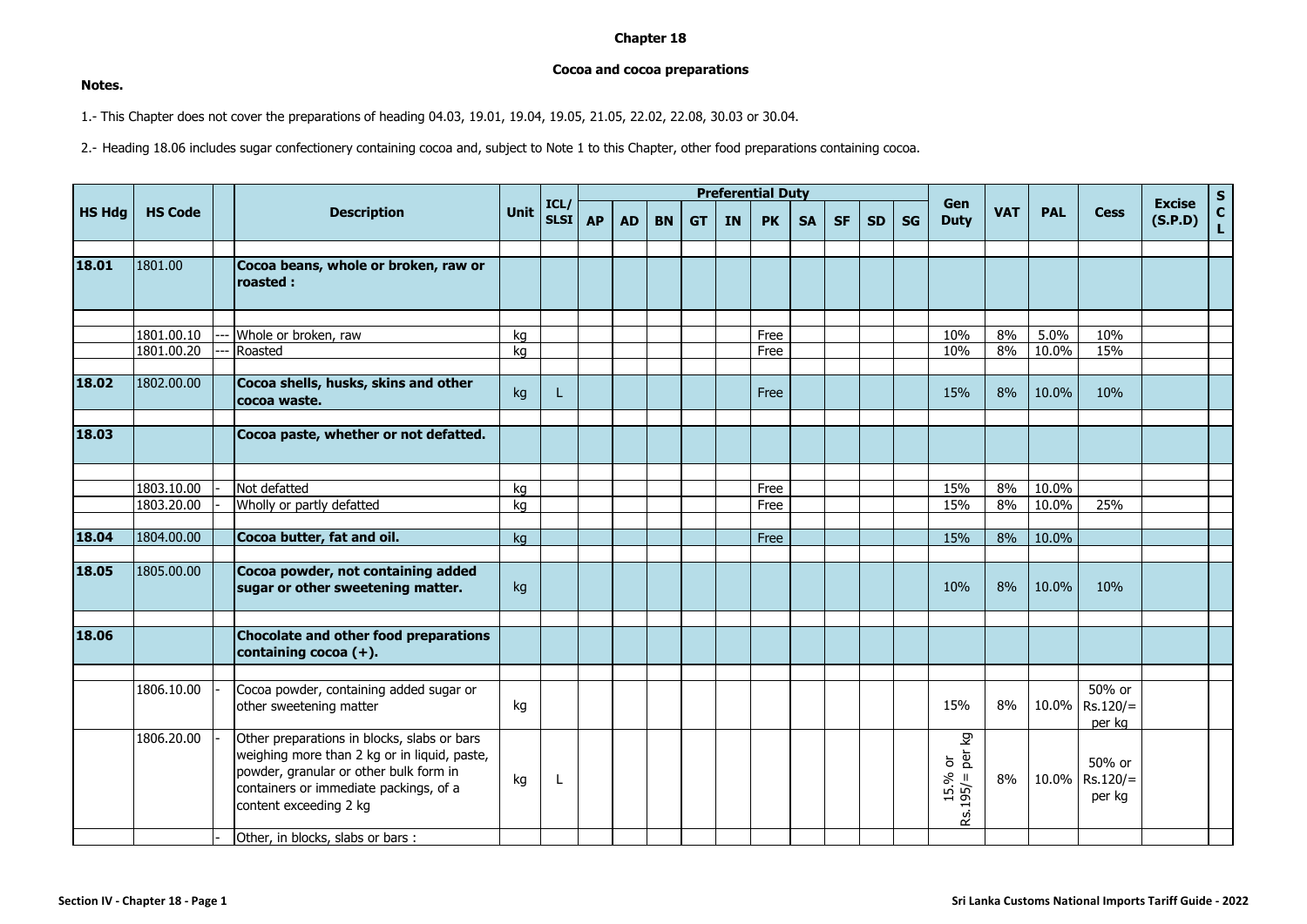# Chapter 18

## Cocoa and cocoa preparations

**Notes.**

1.- This Chapter does not cover the preparations of heading 04.03, 19.01, 19.04, 19.05, 21.05, 22.02, 22.08, 30.03 or 30.04.

2.- Heading 18.06 includes sugar confectionery containing cocoa and, subject to Note 1 to this Chapter, other food preparations containing cocoa.

| HS Hdg | HS Code | | Description | Unit | ICL/ SLSI | Preferential Duty | | | | | | | | | | Gen Duty | VAT | PAL | Cess | Excise (S.P.D) | SCL |
|---|---|---|---|---|---|---|---|---|---|---|---|---|---|---|---|---|---|---|---|---|---|
| | | | | | | AP | AD | BN | GT | IN | PK | SA | SF | SD | SG | | | | | | |
| **18.01** | 1801.00 | | **Cocoa beans, whole or broken, raw or roasted :** | | | | | | | | | | | | | | | | | | |
| | 1801.00.10 | --- | Whole or broken, raw | kg | | | | | | | Free | | | | | 10% | 8% | 5.0% | 10% | | |
| | 1801.00.20 | --- | Roasted | kg | | | | | | | Free | | | | | 10% | 8% | 10.0% | 15% | | |
| **18.02** | 1802.00.00 | | **Cocoa shells, husks, skins and other cocoa waste.** | kg | L | | | | | | Free | | | | | 15% | 8% | 10.0% | 10% | | |
| **18.03** | | | **Cocoa paste, whether or not defatted.** | | | | | | | | | | | | | | | | | | |
| | 1803.10.00 | - | Not defatted | kg | | | | | | | Free | | | | | 15% | 8% | 10.0% | | | |
| | 1803.20.00 | - | Wholly or partly defatted | kg | | | | | | | Free | | | | | 15% | 8% | 10.0% | 25% | | |
| **18.04** | 1804.00.00 | | **Cocoa butter, fat and oil.** | kg | | | | | | | Free | | | | | 15% | 8% | 10.0% | | | |
| **18.05** | 1805.00.00 | | **Cocoa powder, not containing added sugar or other sweetening matter.** | kg | | | | | | | | | | | | 10% | 8% | 10.0% | 10% | | |
| **18.06** | | | **Chocolate and other food preparations containing cocoa (+).** | | | | | | | | | | | | | | | | | | |
| | 1806.10.00 | - | Cocoa powder, containing added sugar or other sweetening matter | kg | | | | | | | | | | | | 15% | 8% | 10.0% | 50% or Rs.120/= per kg | | |
| | 1806.20.00 | - | Other preparations in blocks, slabs or bars weighing more than 2 kg or in liquid, paste, powder, granular or other bulk form in containers or immediate packings, of a content exceeding 2 kg | kg | L | | | | | | | | | | | 15.% or Rs.195/= per kg | 8% | 10.0% | 50% or Rs.120/= per kg | | |
| | | - | Other, in blocks, slabs or bars : | | | | | | | | | | | | | | | | | | |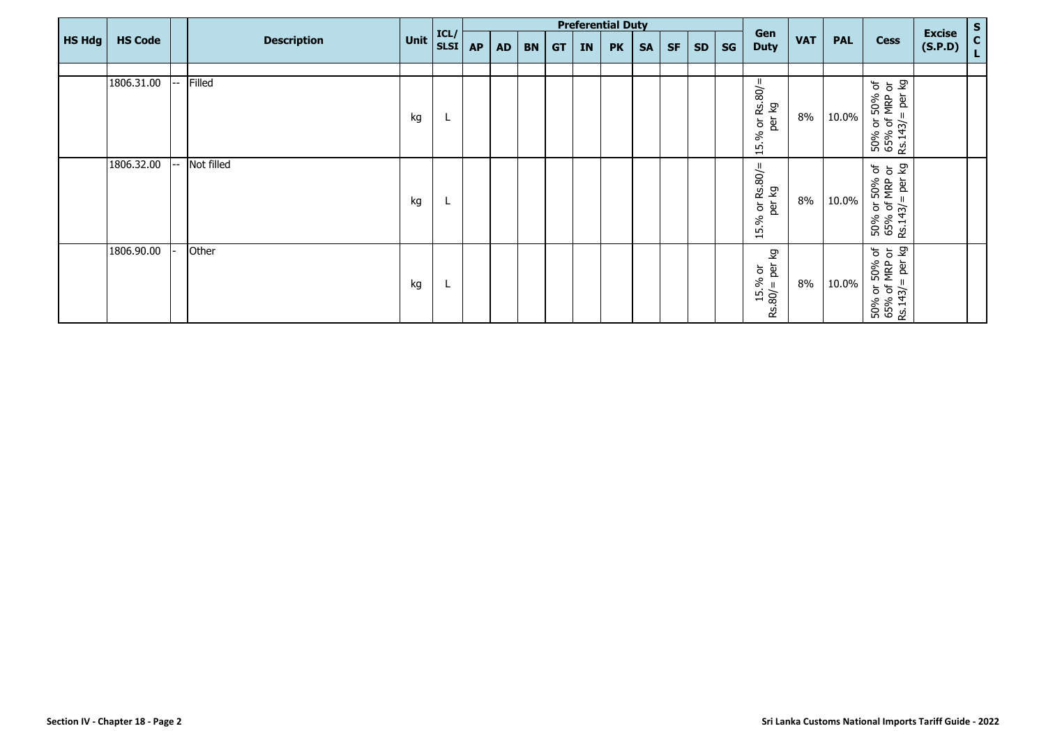| HS Hdg | HS Code | | Description | Unit | ICL/ SLSI | Preferential Duty | | | | | | | | | | Gen Duty | VAT | PAL | Cess | Excise (S.P.D) | S C L |
|---|---|---|---|---|---|---|---|---|---|---|---|---|---|---|---|---|---|---|---|---|---|
| | | | | | | AP | AD | BN | GT | IN | PK | SA | SF | SD | SG | | | | | | |
| | 1806.31.00 | -- | Filled | kg | L | | | | | | | | | | | 15.% or Rs.80/= per kg | 8% | 10.0% | 50% or 50% of 65% of MRP or Rs.143/= per kg | | |
| | 1806.32.00 | -- | Not filled | kg | L | | | | | | | | | | | 15.% or Rs.80/= per kg | 8% | 10.0% | 50% or 50% of 65% of MRP or Rs.143/= per kg | | |
| | 1806.90.00 | - | Other | kg | L | | | | | | | | | | | 15.% or Rs.80/= per kg | 8% | 10.0% | 50% or 50% of 65% of MRP or Rs.143/= per kg | | |